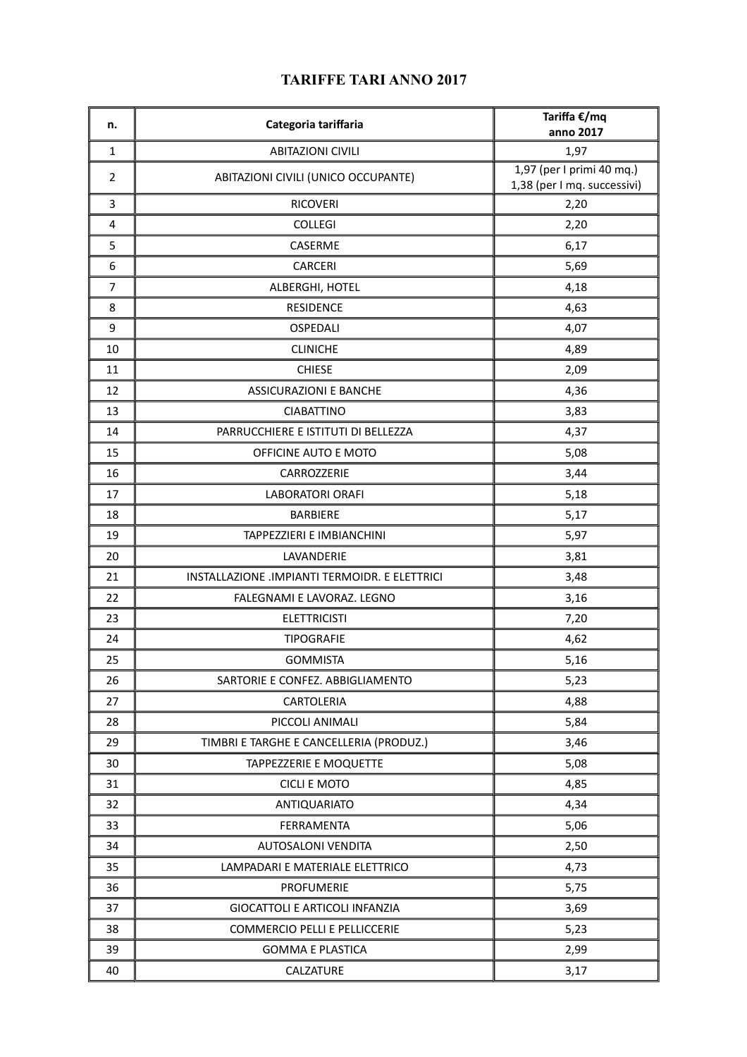# TARIFFE TARI ANNO 2017

| n. | Categoria tariffaria | Tariffa €/mq anno 2017 |
|---|---|---|
| 1 | ABITAZIONI CIVILI | 1,97 |
| 2 | ABITAZIONI CIVILI (UNICO OCCUPANTE) | 1,97 (per I primi 40 mq.) 1,38 (per I mq. successivi) |
| 3 | RICOVERI | 2,20 |
| 4 | COLLEGI | 2,20 |
| 5 | CASERME | 6,17 |
| 6 | CARCERI | 5,69 |
| 7 | ALBERGHI, HOTEL | 4,18 |
| 8 | RESIDENCE | 4,63 |
| 9 | OSPEDALI | 4,07 |
| 10 | CLINICHE | 4,89 |
| 11 | CHIESE | 2,09 |
| 12 | ASSICURAZIONI E BANCHE | 4,36 |
| 13 | CIABATTINO | 3,83 |
| 14 | PARRUCCHIERE E ISTITUTI DI BELLEZZA | 4,37 |
| 15 | OFFICINE AUTO E MOTO | 5,08 |
| 16 | CARROZZERIE | 3,44 |
| 17 | LABORATORI ORAFI | 5,18 |
| 18 | BARBIERE | 5,17 |
| 19 | TAPPEZZIERI E IMBIANCHINI | 5,97 |
| 20 | LAVANDERIE | 3,81 |
| 21 | INSTALLAZIONE .IMPIANTI TERMOIDR. E ELETTRICI | 3,48 |
| 22 | FALEGNAMI E LAVORAZ. LEGNO | 3,16 |
| 23 | ELETTRICISTI | 7,20 |
| 24 | TIPOGRAFIE | 4,62 |
| 25 | GOMMISTA | 5,16 |
| 26 | SARTORIE E CONFEZ. ABBIGLIAMENTO | 5,23 |
| 27 | CARTOLERIA | 4,88 |
| 28 | PICCOLI ANIMALI | 5,84 |
| 29 | TIMBRI E TARGHE E CANCELLERIA (PRODUZ.) | 3,46 |
| 30 | TAPPEZZERIE E MOQUETTE | 5,08 |
| 31 | CICLI E MOTO | 4,85 |
| 32 | ANTIQUARIATO | 4,34 |
| 33 | FERRAMENTA | 5,06 |
| 34 | AUTOSALONI VENDITA | 2,50 |
| 35 | LAMPADARI E MATERIALE ELETTRICO | 4,73 |
| 36 | PROFUMERIE | 5,75 |
| 37 | GIOCATTOLI E ARTICOLI INFANZIA | 3,69 |
| 38 | COMMERCIO PELLI E PELLICCERIE | 5,23 |
| 39 | GOMMA E PLASTICA | 2,99 |
| 40 | CALZATURE | 3,17 |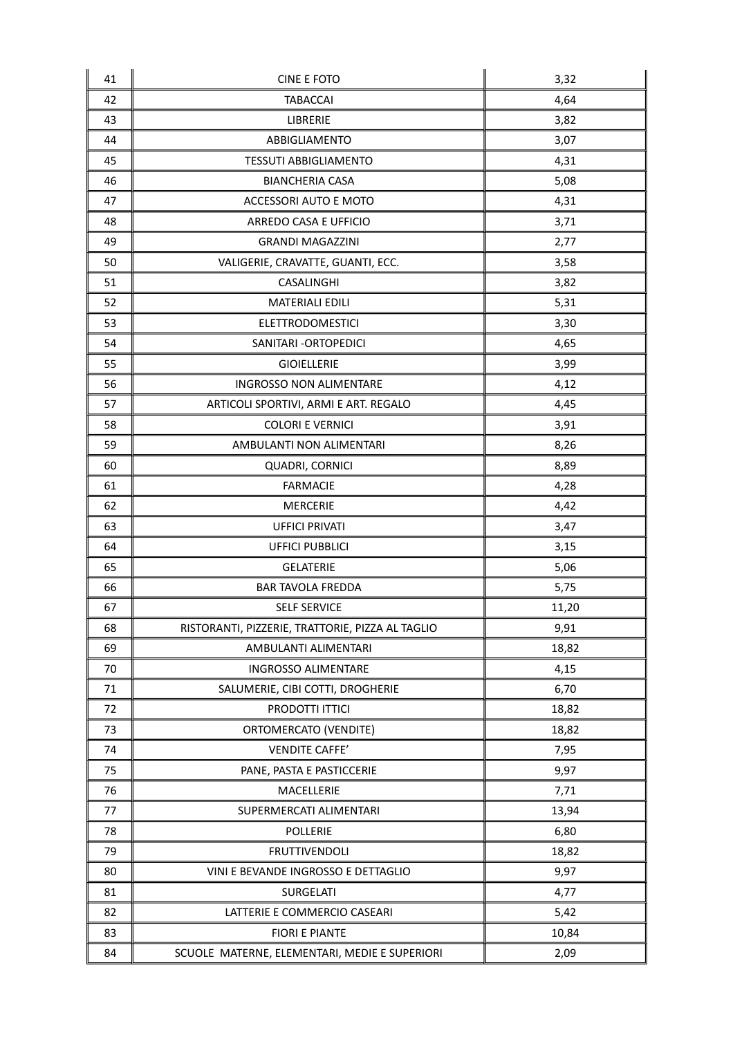| 41 | CINE E FOTO | 3,32 |
|---|---|---|
| 42 | TABACCAI | 4,64 |
| 43 | LIBRERIE | 3,82 |
| 44 | ABBIGLIAMENTO | 3,07 |
| 45 | TESSUTI ABBIGLIAMENTO | 4,31 |
| 46 | BIANCHERIA CASA | 5,08 |
| 47 | ACCESSORI AUTO E MOTO | 4,31 |
| 48 | ARREDO CASA E UFFICIO | 3,71 |
| 49 | GRANDI MAGAZZINI | 2,77 |
| 50 | VALIGERIE, CRAVATTE, GUANTI, ECC. | 3,58 |
| 51 | CASALINGHI | 3,82 |
| 52 | MATERIALI EDILI | 5,31 |
| 53 | ELETTRODOMESTICI | 3,30 |
| 54 | SANITARI -ORTOPEDICI | 4,65 |
| 55 | GIOIELLERIE | 3,99 |
| 56 | INGROSSO NON ALIMENTARE | 4,12 |
| 57 | ARTICOLI SPORTIVI, ARMI E ART. REGALO | 4,45 |
| 58 | COLORI E VERNICI | 3,91 |
| 59 | AMBULANTI NON ALIMENTARI | 8,26 |
| 60 | QUADRI, CORNICI | 8,89 |
| 61 | FARMACIE | 4,28 |
| 62 | MERCERIE | 4,42 |
| 63 | UFFICI PRIVATI | 3,47 |
| 64 | UFFICI PUBBLICI | 3,15 |
| 65 | GELATERIE | 5,06 |
| 66 | BAR TAVOLA FREDDA | 5,75 |
| 67 | SELF SERVICE | 11,20 |
| 68 | RISTORANTI, PIZZERIE, TRATTORIE, PIZZA AL TAGLIO | 9,91 |
| 69 | AMBULANTI ALIMENTARI | 18,82 |
| 70 | INGROSSO ALIMENTARE | 4,15 |
| 71 | SALUMERIE, CIBI COTTI, DROGHERIE | 6,70 |
| 72 | PRODOTTI ITTICI | 18,82 |
| 73 | ORTOMERCATO (VENDITE) | 18,82 |
| 74 | VENDITE CAFFE' | 7,95 |
| 75 | PANE, PASTA E PASTICCERIE | 9,97 |
| 76 | MACELLERIE | 7,71 |
| 77 | SUPERMERCATI ALIMENTARI | 13,94 |
| 78 | POLLERIE | 6,80 |
| 79 | FRUTTIVENDOLI | 18,82 |
| 80 | VINI E BEVANDE INGROSSO E DETTAGLIO | 9,97 |
| 81 | SURGELATI | 4,77 |
| 82 | LATTERIE E COMMERCIO CASEARI | 5,42 |
| 83 | FIORI E PIANTE | 10,84 |
| 84 | SCUOLE MATERNE, ELEMENTARI, MEDIE E SUPERIORI | 2,09 |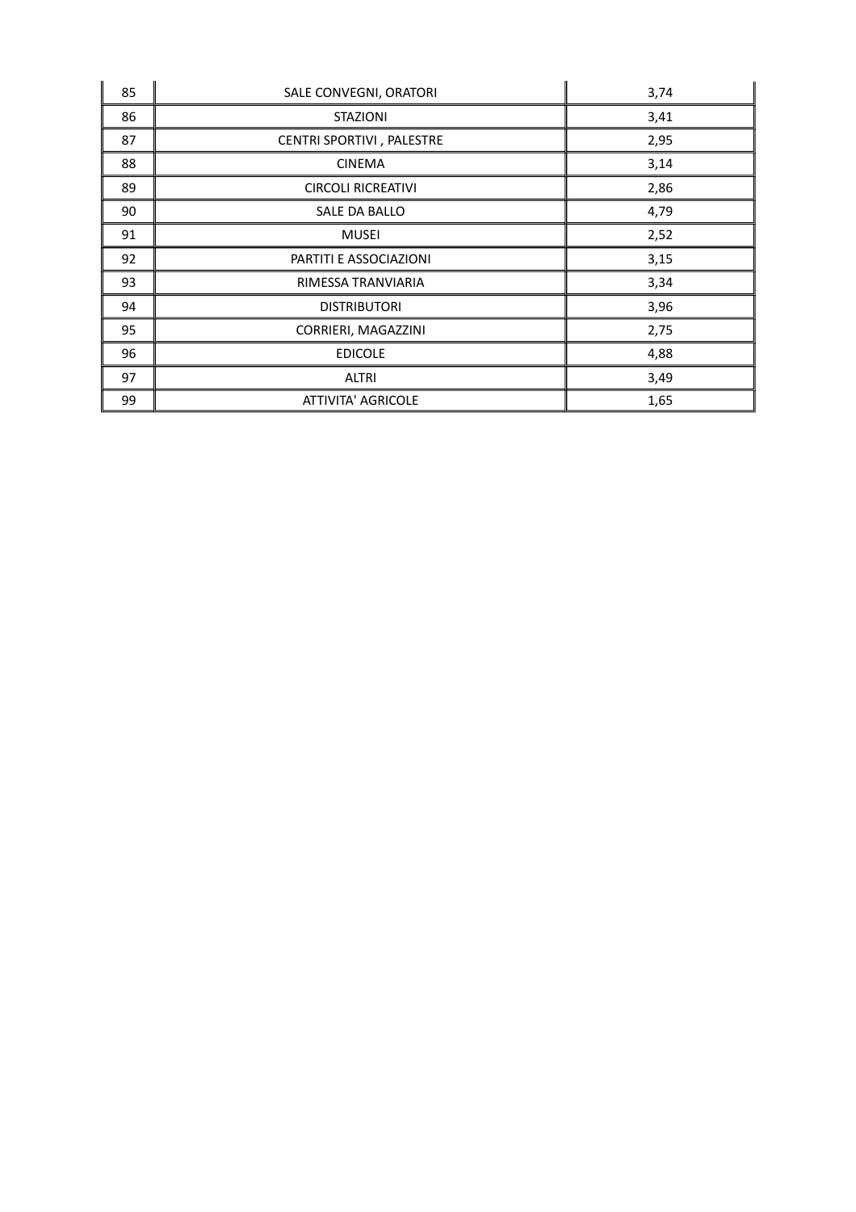| | | |
|---|---|---|
| 85 | SALE CONVEGNI, ORATORI | 3,74 |
| 86 | STAZIONI | 3,41 |
| 87 | CENTRI SPORTIVI , PALESTRE | 2,95 |
| 88 | CINEMA | 3,14 |
| 89 | CIRCOLI RICREATIVI | 2,86 |
| 90 | SALE DA BALLO | 4,79 |
| 91 | MUSEI | 2,52 |
| 92 | PARTITI E ASSOCIAZIONI | 3,15 |
| 93 | RIMESSA TRANVIARIA | 3,34 |
| 94 | DISTRIBUTORI | 3,96 |
| 95 | CORRIERI, MAGAZZINI | 2,75 |
| 96 | EDICOLE | 4,88 |
| 97 | ALTRI | 3,49 |
| 99 | ATTIVITA' AGRICOLE | 1,65 |